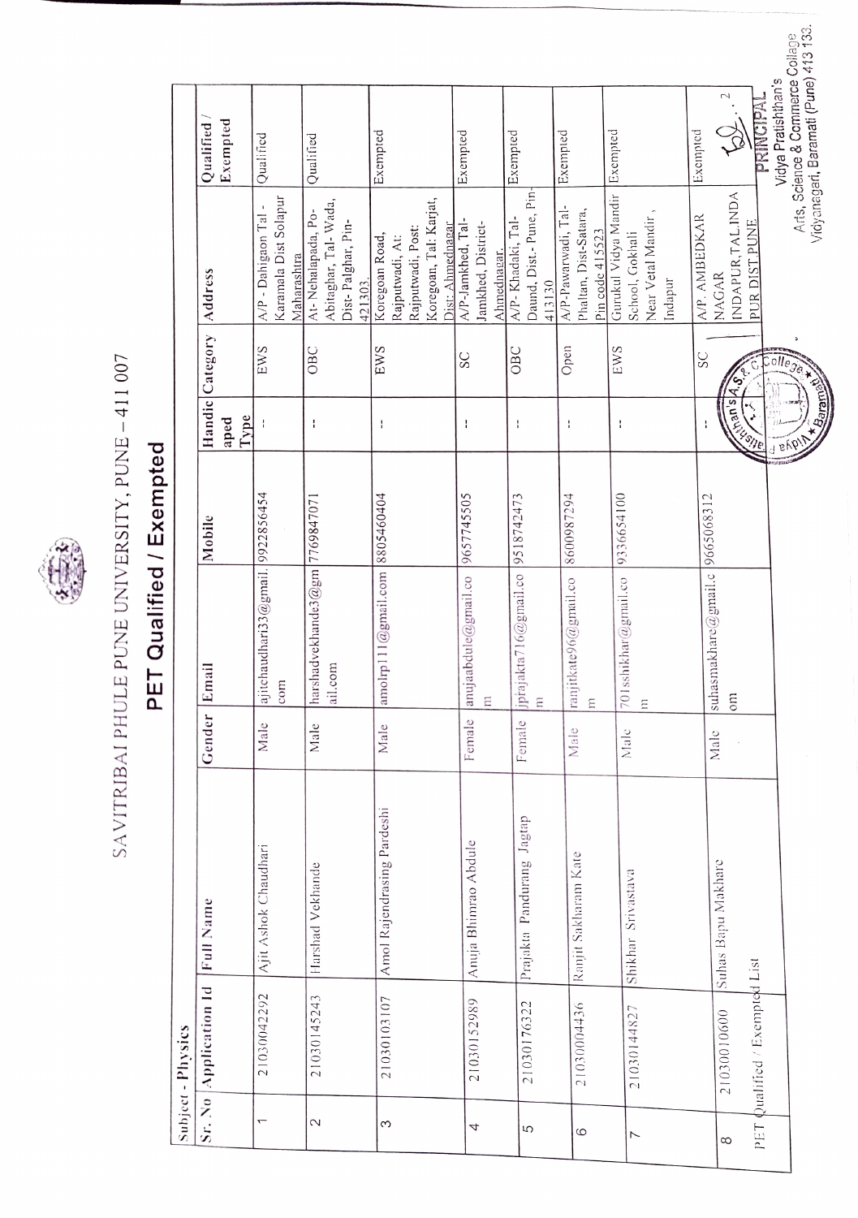SAVITRIBAI PHULE PUNE UNIVERSITY, PUNE – 411 007

# PET Qualified / Exempted

Subject - Physics

| Sr. No | Application Id | Full Name | Gender | Email | Mobile | Handicaped Type | Category | Address | Qualified / Exempted |
|---|---|---|---|---|---|---|---|---|---|
| 1 | 21030042292 | Ajit Ashok Chaudhari | Male | ajitchaudhari33@gmail.com | 9922856454 | -- | EWS | A/P - Dahigaon Tal - Karamala Dist Solapur Maharashtra | Qualified |
| 2 | 21030145243 | Harshad Vekhande | Male | harshadvekhande3@gmail.com | 7769847071 | -- | OBC | At- Nehalapada, Po- Abitaghar, Tal- Wada, Dist- Palghar, Pin- 421303. | Qualified |
| 3 | 21030103107 | Amol Rajendrasing Pardeshi | Male | amolrp111@gmail.com | 8805460404 | -- | EWS | Koregoan Road, Rajputwadi, At: Rajputwadi, Post: Koregoan, Tal: Karjat, Dist: Ahmednagar | Exempted |
| 4 | 21030152989 | Anuja Bhimrao Abdule | Female | anujaabdule@gmail.com | 9657745505 | -- | SC | A/P-Jamkhed, Tal- Jamkhed, District- Ahmednagar. | Exempted |
| 5 | 21030176322 | Prajakta Pandurang Jagtap | Female | jprajakta716@gmail.com | 9518742473 | -- | OBC | A/P- Khadaki, Tal- Daund, Dist.- Pune, Pin- 413130 | Exempted |
| 6 | 21030004436 | Ranjit Sakharam Kate | Male | ranjitkate96@gmail.com | 8600987294 | -- | Open | A/P-Pawarwadi, Tal- Phaltan, Dist-Satara, Pin code 415523 | Exempted |
| 7 | 21030144827 | Shikhar Srivastava | Male | 701sshikhar@gmail.com | 9336654100 | -- | EWS | Gurukul Vidya Mandir School, Gokhali Near Vetal Mandir, Indapur | Exempted |
| 8 | 21030010600 | Suhas Bapu Makhare | Male | suhasmakhare@gmail.com | 9665068312 | -- | SC | A/P. AMBEDKAR NAGAR INDAPUR,TAL.INDAPUR DIST.PUNE | Exempted |

PET Qualified / Exempted List

PRINCIPAL
Vidya Pratishthan's
Arts, Science & Commerce College
Vidyanagari, Baramati (Pune) 413 133.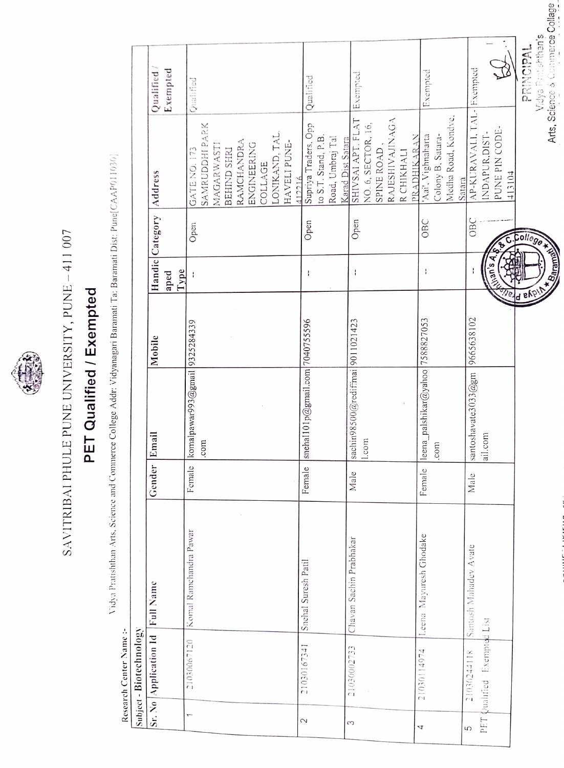SAVITRIBAI PHULE PUNE UNIVERSITY, PUNE – 411 007

## PET Qualified / Exempted

Vidya Pratishthan Arts, Science and Commerce College Addr: Vidyanagari Baramati Ta: Baramati Dist: Pune[CAAP011030]

Research Center Name :-

Subject - Biotechnology

| Sr. No | Application Id | Full Name | Gender | Email | Mobile | Handicaped Type | Category | Address | Qualified / Exempted |
|---|---|---|---|---|---|---|---|---|---|
| 1 | 21030067120 | Komal Ramchandra Pawar | Female | komalpawar993@gmail.com | 9325284339 | -- | Open | GATE NO. 173 SAMRUDDHI PARK MAGARWASTI BEHIND SHRI RAMCHANDRA ENGINEERING COLLAGE LONIKAND, TAL HAVELI PUNE-412216 | Qualified |
| 2 | 21030167341 | Snehal Suresh Patil | Female | snehal101p@gmail.com | 7040755596 | -- | Open | Supriya Traders, Opp to S.T. Stand, P.B. Road, Umbraj Tal Karad Dist Satara | Qualified |
| 3 | 21030002733 | Chavan Sachin Prabhakar | Male | sachin98500@rediffmail.com | 9011021423 | -- | Open | SHIVSAI APT. FLAT NO. 6, SECTOR, 16, SPINE ROAD, RAJESHIVAJINAGAR CHIKHALI PRADHIKARAN | Exempted |
| 4 | 21030114974 | Leena Mayuresh Ghodake | Female | leena_palshikar@yahoo.com | 7588827053 | -- | OBC | 'Aai', Vighnaharta Colony B, Satara-Medha Road, Kondve, Satara | Exempted |
| 5 | 21030244118 | Santosh Mahadev Avate | Male | santoshavate3033@gmail.com | 9665638102 | -- | OBC | AP-KURAVALI, TAL-INDAPUR,DIST-PUNE PIN CODE-413104 | Exempted |

PET Qualified Exempted List

PRINCIPAL
Vidya Pratishthan's
Arts, Science & Commerce Collage